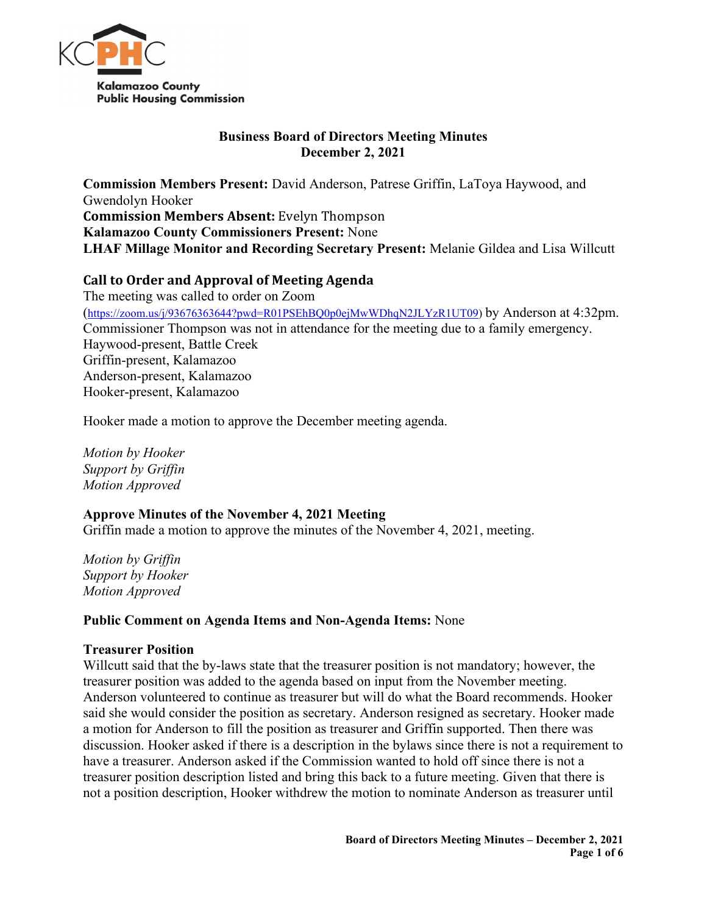Kalamazoo County Public Housing Commission

**Business Board of Directors Meeting Minutes**
**December 2, 2021**

**Commission Members Present:** David Anderson, Patrese Griffin, LaToya Haywood, and Gwendolyn Hooker
**Commission Members Absent:** Evelyn Thompson
**Kalamazoo County Commissioners Present:** None
**LHAF Millage Monitor and Recording Secretary Present:** Melanie Gildea and Lisa Willcutt

## Call to Order and Approval of Meeting Agenda

The meeting was called to order on Zoom (https://zoom.us/j/93676363644?pwd=R01PSEhBQ0p0ejMwWDhqN2JLYzR1UT09) by Anderson at 4:32pm. Commissioner Thompson was not in attendance for the meeting due to a family emergency.
Haywood-present, Battle Creek
Griffin-present, Kalamazoo
Anderson-present, Kalamazoo
Hooker-present, Kalamazoo

Hooker made a motion to approve the December meeting agenda.

*Motion by Hooker*
*Support by Griffin*
*Motion Approved*

## Approve Minutes of the November 4, 2021 Meeting

Griffin made a motion to approve the minutes of the November 4, 2021, meeting.

*Motion by Griffin*
*Support by Hooker*
*Motion Approved*

**Public Comment on Agenda Items and Non-Agenda Items:** None

## Treasurer Position

Willcutt said that the by-laws state that the treasurer position is not mandatory; however, the treasurer position was added to the agenda based on input from the November meeting. Anderson volunteered to continue as treasurer but will do what the Board recommends. Hooker said she would consider the position as secretary. Anderson resigned as secretary. Hooker made a motion for Anderson to fill the position as treasurer and Griffin supported. Then there was discussion. Hooker asked if there is a description in the bylaws since there is not a requirement to have a treasurer. Anderson asked if the Commission wanted to hold off since there is not a treasurer position description listed and bring this back to a future meeting. Given that there is not a position description, Hooker withdrew the motion to nominate Anderson as treasurer until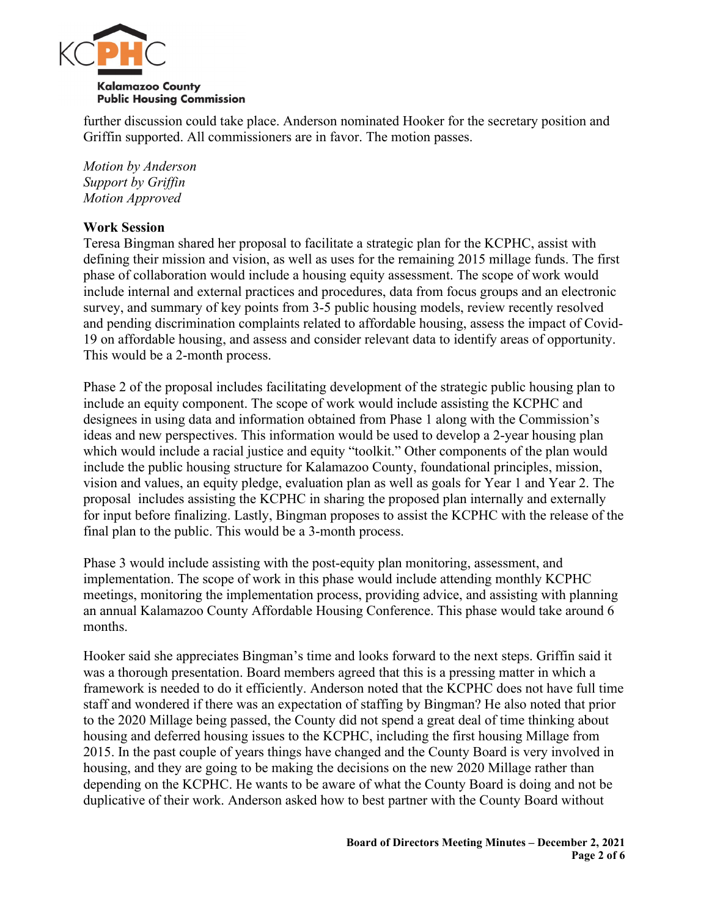further discussion could take place. Anderson nominated Hooker for the secretary position and Griffin supported. All commissioners are in favor. The motion passes.

*Motion by Anderson*
*Support by Griffin*
*Motion Approved*

**Work Session**
Teresa Bingman shared her proposal to facilitate a strategic plan for the KCPHC, assist with defining their mission and vision, as well as uses for the remaining 2015 millage funds. The first phase of collaboration would include a housing equity assessment. The scope of work would include internal and external practices and procedures, data from focus groups and an electronic survey, and summary of key points from 3-5 public housing models, review recently resolved and pending discrimination complaints related to affordable housing, assess the impact of Covid-19 on affordable housing, and assess and consider relevant data to identify areas of opportunity. This would be a 2-month process.

Phase 2 of the proposal includes facilitating development of the strategic public housing plan to include an equity component. The scope of work would include assisting the KCPHC and designees in using data and information obtained from Phase 1 along with the Commission's ideas and new perspectives. This information would be used to develop a 2-year housing plan which would include a racial justice and equity "toolkit." Other components of the plan would include the public housing structure for Kalamazoo County, foundational principles, mission, vision and values, an equity pledge, evaluation plan as well as goals for Year 1 and Year 2. The proposal includes assisting the KCPHC in sharing the proposed plan internally and externally for input before finalizing. Lastly, Bingman proposes to assist the KCPHC with the release of the final plan to the public. This would be a 3-month process.

Phase 3 would include assisting with the post-equity plan monitoring, assessment, and implementation. The scope of work in this phase would include attending monthly KCPHC meetings, monitoring the implementation process, providing advice, and assisting with planning an annual Kalamazoo County Affordable Housing Conference. This phase would take around 6 months.

Hooker said she appreciates Bingman's time and looks forward to the next steps. Griffin said it was a thorough presentation. Board members agreed that this is a pressing matter in which a framework is needed to do it efficiently. Anderson noted that the KCPHC does not have full time staff and wondered if there was an expectation of staffing by Bingman? He also noted that prior to the 2020 Millage being passed, the County did not spend a great deal of time thinking about housing and deferred housing issues to the KCPHC, including the first housing Millage from 2015. In the past couple of years things have changed and the County Board is very involved in housing, and they are going to be making the decisions on the new 2020 Millage rather than depending on the KCPHC. He wants to be aware of what the County Board is doing and not be duplicative of their work. Anderson asked how to best partner with the County Board without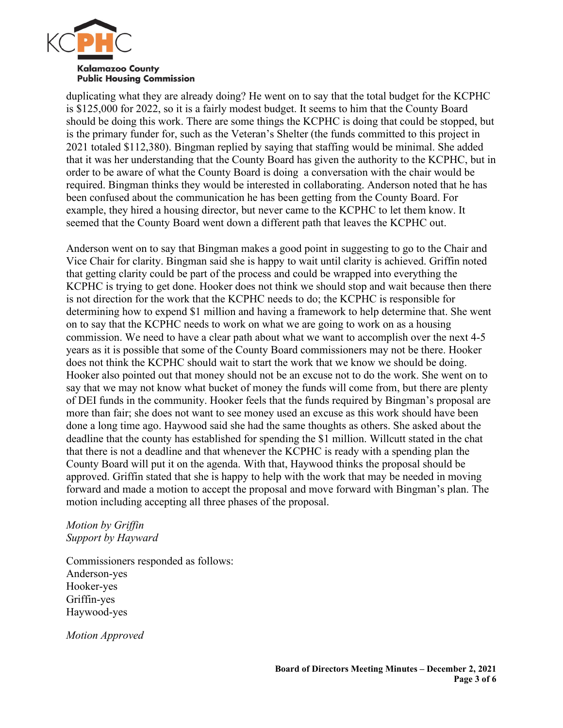duplicating what they are already doing? He went on to say that the total budget for the KCPHC is $125,000 for 2022, so it is a fairly modest budget. It seems to him that the County Board should be doing this work. There are some things the KCPHC is doing that could be stopped, but is the primary funder for, such as the Veteran's Shelter (the funds committed to this project in 2021 totaled $112,380). Bingman replied by saying that staffing would be minimal. She added that it was her understanding that the County Board has given the authority to the KCPHC, but in order to be aware of what the County Board is doing a conversation with the chair would be required. Bingman thinks they would be interested in collaborating. Anderson noted that he has been confused about the communication he has been getting from the County Board. For example, they hired a housing director, but never came to the KCPHC to let them know. It seemed that the County Board went down a different path that leaves the KCPHC out.

Anderson went on to say that Bingman makes a good point in suggesting to go to the Chair and Vice Chair for clarity. Bingman said she is happy to wait until clarity is achieved. Griffin noted that getting clarity could be part of the process and could be wrapped into everything the KCPHC is trying to get done. Hooker does not think we should stop and wait because then there is not direction for the work that the KCPHC needs to do; the KCPHC is responsible for determining how to expend $1 million and having a framework to help determine that. She went on to say that the KCPHC needs to work on what we are going to work on as a housing commission. We need to have a clear path about what we want to accomplish over the next 4-5 years as it is possible that some of the County Board commissioners may not be there. Hooker does not think the KCPHC should wait to start the work that we know we should be doing. Hooker also pointed out that money should not be an excuse not to do the work. She went on to say that we may not know what bucket of money the funds will come from, but there are plenty of DEI funds in the community. Hooker feels that the funds required by Bingman's proposal are more than fair; she does not want to see money used an excuse as this work should have been done a long time ago. Haywood said she had the same thoughts as others. She asked about the deadline that the county has established for spending the $1 million. Willcutt stated in the chat that there is not a deadline and that whenever the KCPHC is ready with a spending plan the County Board will put it on the agenda. With that, Haywood thinks the proposal should be approved. Griffin stated that she is happy to help with the work that may be needed in moving forward and made a motion to accept the proposal and move forward with Bingman's plan. The motion including accepting all three phases of the proposal.

*Motion by Griffin*
*Support by Hayward*

Commissioners responded as follows:
Anderson-yes
Hooker-yes
Griffin-yes
Haywood-yes

*Motion Approved*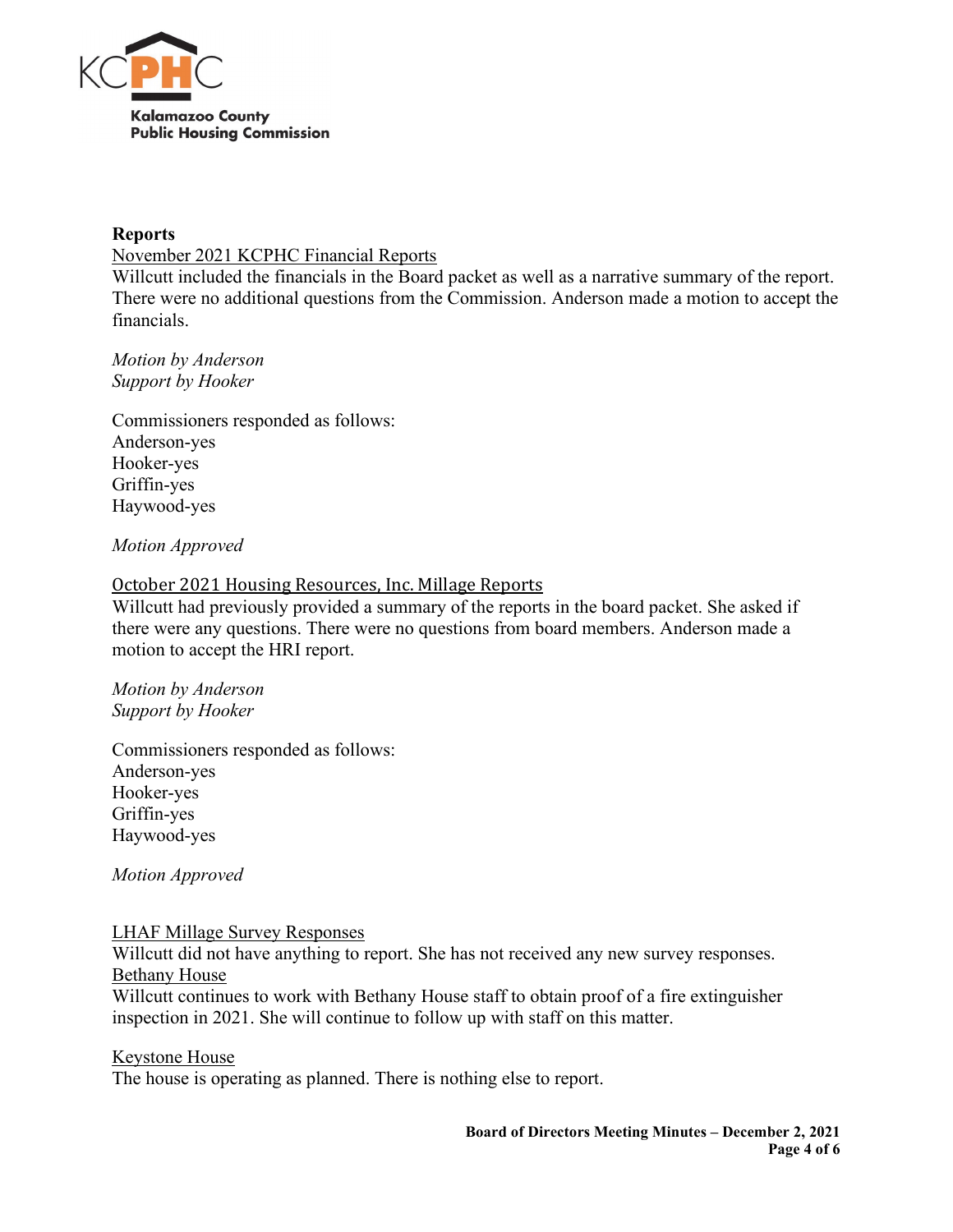## Reports

<u>November 2021 KCPHC Financial Reports</u>

Willcutt included the financials in the Board packet as well as a narrative summary of the report. There were no additional questions from the Commission. Anderson made a motion to accept the financials.

*Motion by Anderson*
*Support by Hooker*

Commissioners responded as follows:
Anderson-yes
Hooker-yes
Griffin-yes
Haywood-yes

*Motion Approved*

<u>October 2021 Housing Resources, Inc. Millage Reports</u>

Willcutt had previously provided a summary of the reports in the board packet. She asked if there were any questions. There were no questions from board members. Anderson made a motion to accept the HRI report.

*Motion by Anderson*
*Support by Hooker*

Commissioners responded as follows:
Anderson-yes
Hooker-yes
Griffin-yes
Haywood-yes

*Motion Approved*

<u>LHAF Millage Survey Responses</u>

Willcutt did not have anything to report. She has not received any new survey responses.

<u>Bethany House</u>

Willcutt continues to work with Bethany House staff to obtain proof of a fire extinguisher inspection in 2021. She will continue to follow up with staff on this matter.

<u>Keystone House</u>

The house is operating as planned. There is nothing else to report.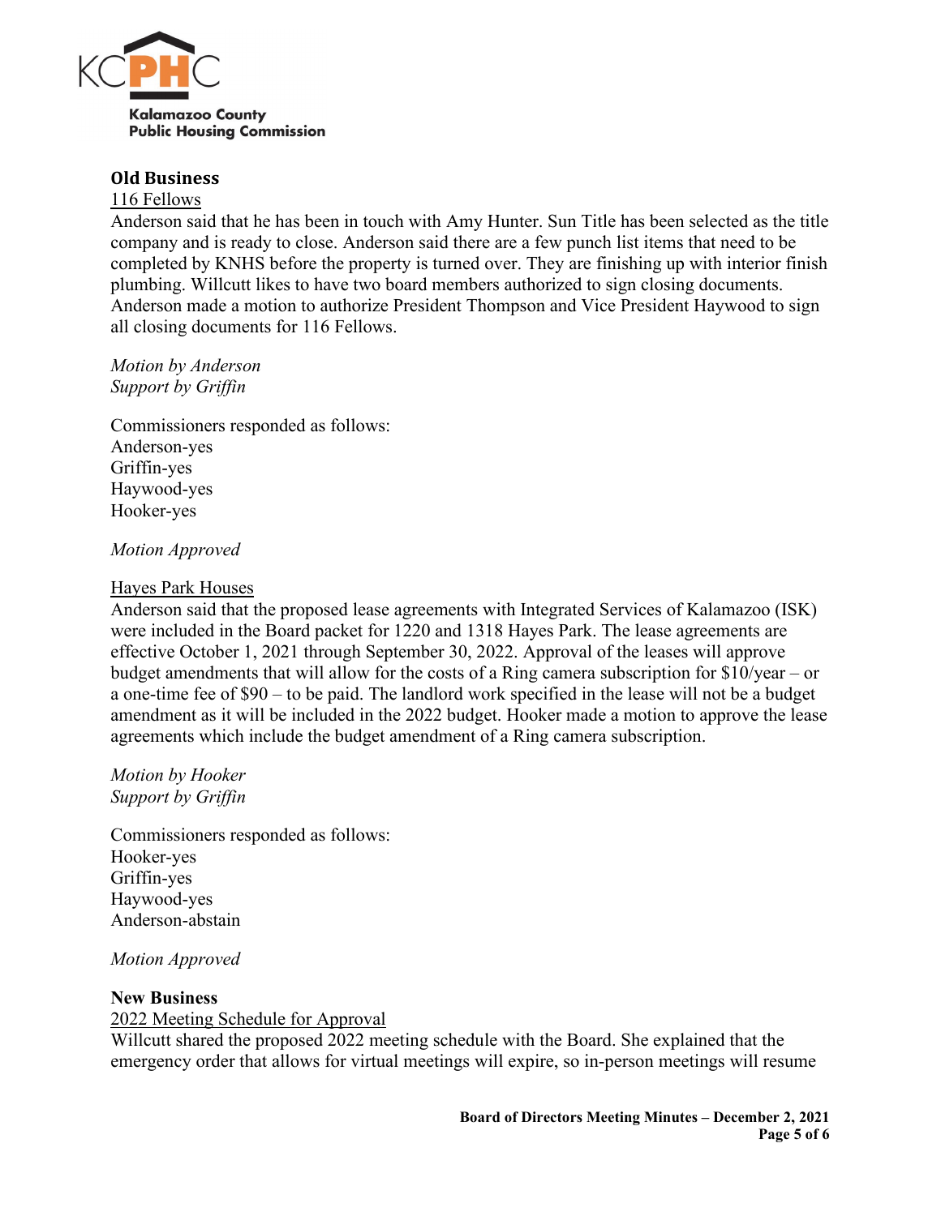**Old Business**

116 Fellows

Anderson said that he has been in touch with Amy Hunter. Sun Title has been selected as the title company and is ready to close. Anderson said there are a few punch list items that need to be completed by KNHS before the property is turned over. They are finishing up with interior finish plumbing. Willcutt likes to have two board members authorized to sign closing documents. Anderson made a motion to authorize President Thompson and Vice President Haywood to sign all closing documents for 116 Fellows.

*Motion by Anderson*
*Support by Griffin*

Commissioners responded as follows:
Anderson-yes
Griffin-yes
Haywood-yes
Hooker-yes

*Motion Approved*

Hayes Park Houses

Anderson said that the proposed lease agreements with Integrated Services of Kalamazoo (ISK) were included in the Board packet for 1220 and 1318 Hayes Park. The lease agreements are effective October 1, 2021 through September 30, 2022. Approval of the leases will approve budget amendments that will allow for the costs of a Ring camera subscription for $10/year – or a one-time fee of $90 – to be paid. The landlord work specified in the lease will not be a budget amendment as it will be included in the 2022 budget. Hooker made a motion to approve the lease agreements which include the budget amendment of a Ring camera subscription.

*Motion by Hooker*
*Support by Griffin*

Commissioners responded as follows:
Hooker-yes
Griffin-yes
Haywood-yes
Anderson-abstain

*Motion Approved*

**New Business**

2022 Meeting Schedule for Approval

Willcutt shared the proposed 2022 meeting schedule with the Board. She explained that the emergency order that allows for virtual meetings will expire, so in-person meetings will resume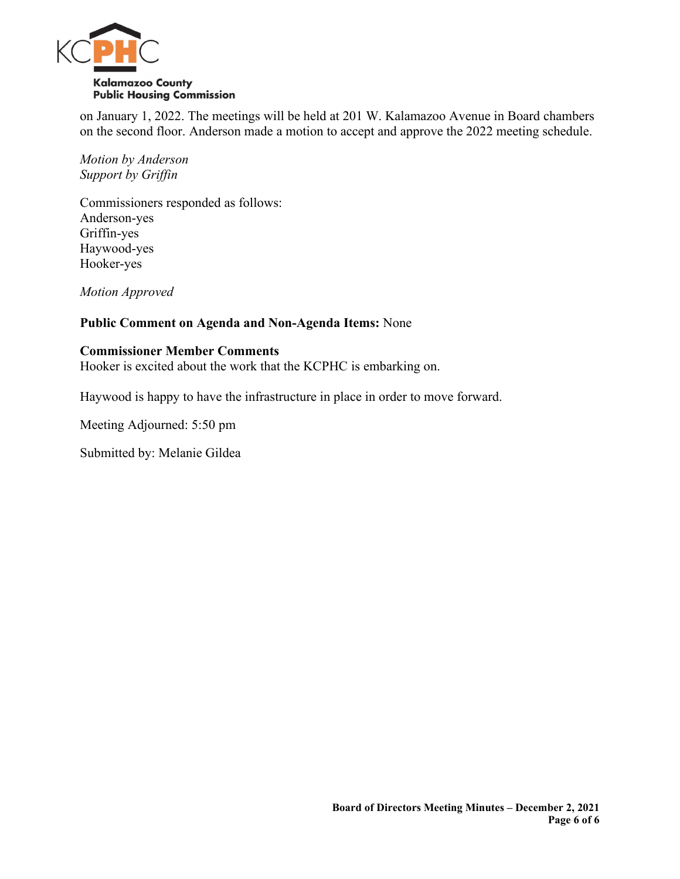on January 1, 2022. The meetings will be held at 201 W. Kalamazoo Avenue in Board chambers on the second floor. Anderson made a motion to accept and approve the 2022 meeting schedule.

*Motion by Anderson*
*Support by Griffin*

Commissioners responded as follows:
Anderson-yes
Griffin-yes
Haywood-yes
Hooker-yes

*Motion Approved*

**Public Comment on Agenda and Non-Agenda Items:** None

**Commissioner Member Comments**
Hooker is excited about the work that the KCPHC is embarking on.

Haywood is happy to have the infrastructure in place in order to move forward.

Meeting Adjourned: 5:50 pm

Submitted by: Melanie Gildea